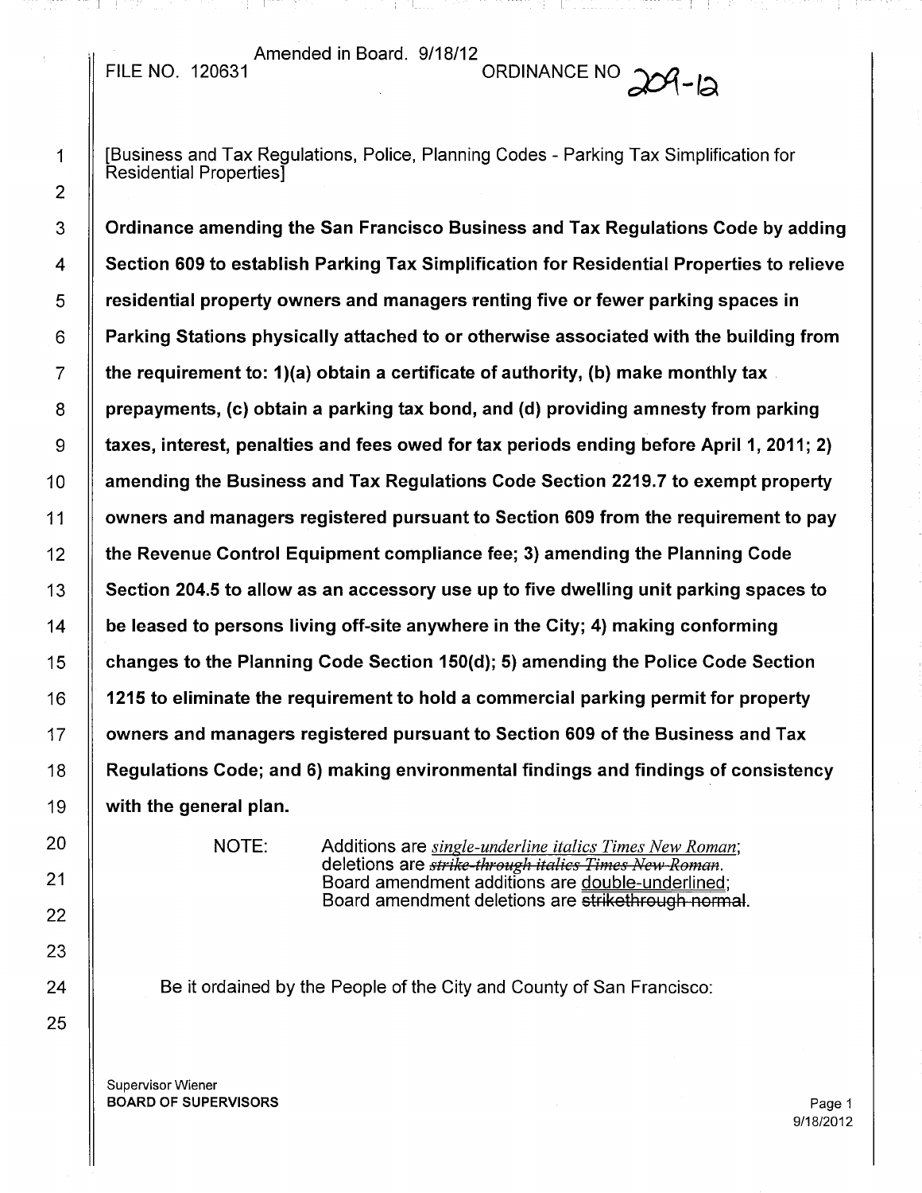Amended in Board. 9/18/12

FILE NO. 120631 ORDINANCE NO 209-12

[Business and Tax Regulations, Police, Planning Codes - Parking Tax Simplification for Residential Properties]

**Ordinance amending the San Francisco Business and Tax Regulations Code by adding Section 609 to establish Parking Tax Simplification for Residential Properties to relieve residential property owners and managers renting five or fewer parking spaces in Parking Stations physically attached to or otherwise associated with the building from the requirement to: 1)(a) obtain a certificate of authority, (b) make monthly tax prepayments, (c) obtain a parking tax bond, and (d) providing amnesty from parking taxes, interest, penalties and fees owed for tax periods ending before April 1, 2011; 2) amending the Business and Tax Regulations Code Section 2219.7 to exempt property owners and managers registered pursuant to Section 609 from the requirement to pay the Revenue Control Equipment compliance fee; 3) amending the Planning Code Section 204.5 to allow as an accessory use up to five dwelling unit parking spaces to be leased to persons living off-site anywhere in the City; 4) making conforming changes to the Planning Code Section 150(d); 5) amending the Police Code Section 1215 to eliminate the requirement to hold a commercial parking permit for property owners and managers registered pursuant to Section 609 of the Business and Tax Regulations Code; and 6) making environmental findings and findings of consistency with the general plan.**

NOTE: Additions are *single-underline italics Times New Roman*; deletions are ~~*strike-through italics Times New Roman*~~. Board amendment additions are double-underlined; Board amendment deletions are ~~strikethrough normal~~.

Be it ordained by the People of the City and County of San Francisco:

Supervisor Wiener
**BOARD OF SUPERVISORS**

9/18/2012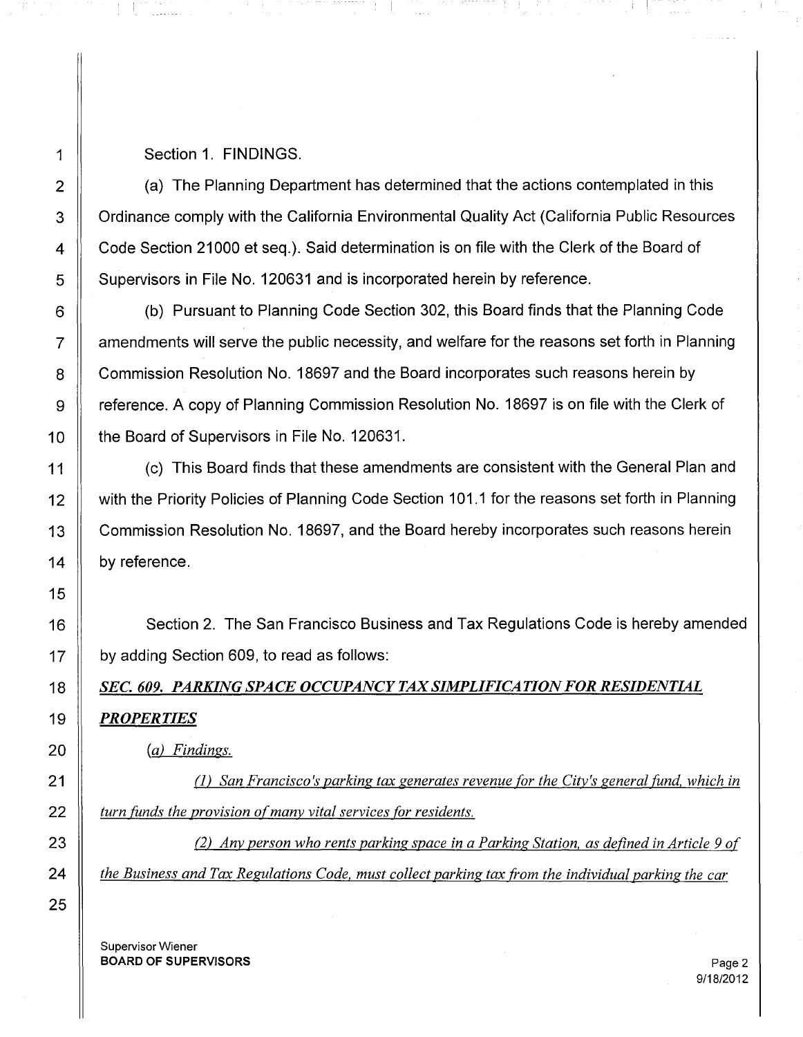Section 1. FINDINGS.

(a) The Planning Department has determined that the actions contemplated in this Ordinance comply with the California Environmental Quality Act (California Public Resources Code Section 21000 et seq.). Said determination is on file with the Clerk of the Board of Supervisors in File No. 120631 and is incorporated herein by reference.

(b) Pursuant to Planning Code Section 302, this Board finds that the Planning Code amendments will serve the public necessity, and welfare for the reasons set forth in Planning Commission Resolution No. 18697 and the Board incorporates such reasons herein by reference. A copy of Planning Commission Resolution No. 18697 is on file with the Clerk of the Board of Supervisors in File No. 120631.

(c) This Board finds that these amendments are consistent with the General Plan and with the Priority Policies of Planning Code Section 101.1 for the reasons set forth in Planning Commission Resolution No. 18697, and the Board hereby incorporates such reasons herein by reference.

Section 2. The San Francisco Business and Tax Regulations Code is hereby amended by adding Section 609, to read as follows:

***SEC. 609. PARKING SPACE OCCUPANCY TAX SIMPLIFICATION FOR RESIDENTIAL PROPERTIES***

*(a) Findings.*

*(1) San Francisco's parking tax generates revenue for the City's general fund, which in turn funds the provision of many vital services for residents.*

*(2) Any person who rents parking space in a Parking Station, as defined in Article 9 of the Business and Tax Regulations Code, must collect parking tax from the individual parking the car*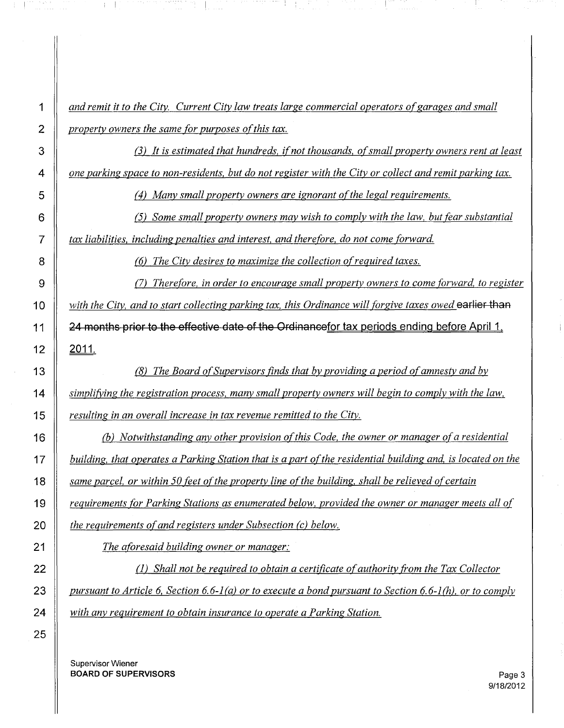*and remit it to the City. Current City law treats large commercial operators of garages and small property owners the same for purposes of this tax.*

*(3) It is estimated that hundreds, if not thousands, of small property owners rent at least one parking space to non-residents, but do not register with the City or collect and remit parking tax.*

*(4) Many small property owners are ignorant of the legal requirements.*

*(5) Some small property owners may wish to comply with the law, but fear substantial tax liabilities, including penalties and interest, and therefore, do not come forward.*

*(6) The City desires to maximize the collection of required taxes.*

*(7) Therefore, in order to encourage small property owners to come forward, to register with the City, and to start collecting parking tax, this Ordinance will forgive taxes owed* ~~earlier than 24 months prior to the effective date of the Ordinance~~for tax periods ending before April 1, 2011.

*(8) The Board of Supervisors finds that by providing a period of amnesty and by simplifying the registration process, many small property owners will begin to comply with the law, resulting in an overall increase in tax revenue remitted to the City.*

*(b) Notwithstanding any other provision of this Code, the owner or manager of a residential building, that operates a Parking Station that is a part of the residential building and, is located on the same parcel, or within 50 feet of the property line of the building, shall be relieved of certain requirements for Parking Stations as enumerated below, provided the owner or manager meets all of the requirements of and registers under Subsection (c) below.*

*The aforesaid building owner or manager:*

*(1) Shall not be required to obtain a certificate of authority from the Tax Collector pursuant to Article 6, Section 6.6-1(a) or to execute a bond pursuant to Section 6.6-1(h), or to comply with any requirement to obtain insurance to operate a Parking Station.*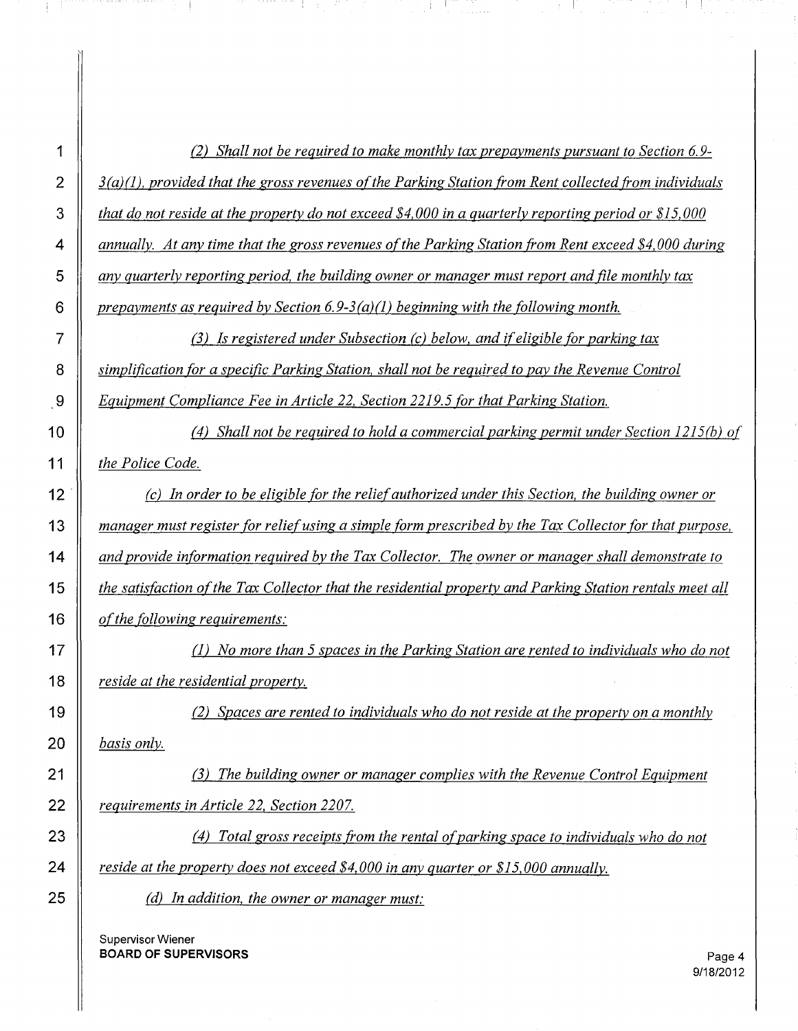*(2) Shall not be required to make monthly tax prepayments pursuant to Section 6.9-3(a)(1), provided that the gross revenues of the Parking Station from Rent collected from individuals that do not reside at the property do not exceed $4,000 in a quarterly reporting period or $15,000 annually. At any time that the gross revenues of the Parking Station from Rent exceed $4,000 during any quarterly reporting period, the building owner or manager must report and file monthly tax prepayments as required by Section 6.9-3(a)(1) beginning with the following month.*

*(3) Is registered under Subsection (c) below, and if eligible for parking tax simplification for a specific Parking Station, shall not be required to pay the Revenue Control Equipment Compliance Fee in Article 22, Section 2219.5 for that Parking Station.*

*(4) Shall not be required to hold a commercial parking permit under Section 1215(b) of the Police Code.*

*(c) In order to be eligible for the relief authorized under this Section, the building owner or manager must register for relief using a simple form prescribed by the Tax Collector for that purpose, and provide information required by the Tax Collector. The owner or manager shall demonstrate to the satisfaction of the Tax Collector that the residential property and Parking Station rentals meet all of the following requirements:*

*(1) No more than 5 spaces in the Parking Station are rented to individuals who do not reside at the residential property.*

*(2) Spaces are rented to individuals who do not reside at the property on a monthly basis only.*

*(3) The building owner or manager complies with the Revenue Control Equipment requirements in Article 22, Section 2207.*

*(4) Total gross receipts from the rental of parking space to individuals who do not reside at the property does not exceed $4,000 in any quarter or $15,000 annually.*

*(d) In addition, the owner or manager must:*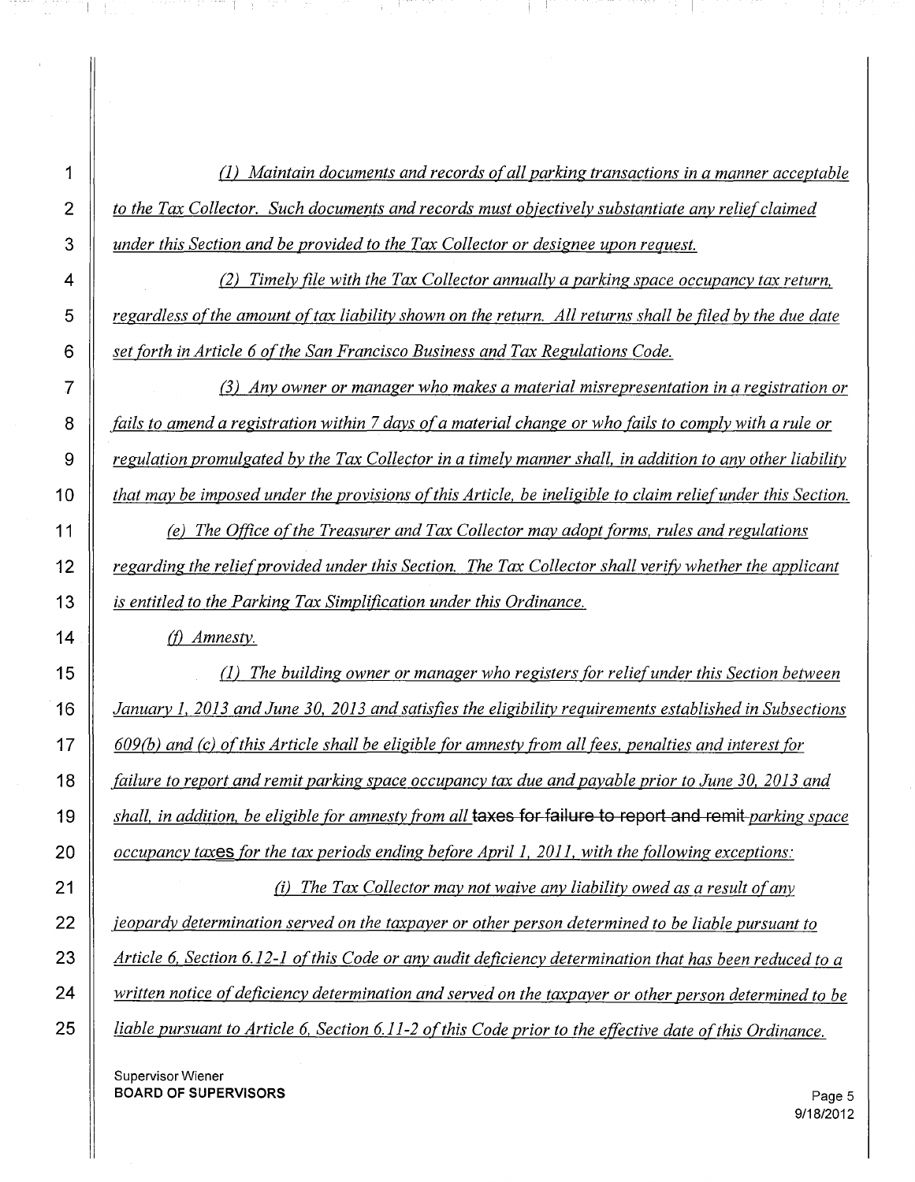*(1) Maintain documents and records of all parking transactions in a manner acceptable to the Tax Collector. Such documents and records must objectively substantiate any relief claimed under this Section and be provided to the Tax Collector or designee upon request.*

*(2) Timely file with the Tax Collector annually a parking space occupancy tax return, regardless of the amount of tax liability shown on the return. All returns shall be filed by the due date set forth in Article 6 of the San Francisco Business and Tax Regulations Code.*

*(3) Any owner or manager who makes a material misrepresentation in a registration or fails to amend a registration within 7 days of a material change or who fails to comply with a rule or regulation promulgated by the Tax Collector in a timely manner shall, in addition to any other liability that may be imposed under the provisions of this Article, be ineligible to claim relief under this Section.*

*(e) The Office of the Treasurer and Tax Collector may adopt forms, rules and regulations regarding the relief provided under this Section. The Tax Collector shall verify whether the applicant is entitled to the Parking Tax Simplification under this Ordinance.*

*(f) Amnesty.*

*(1) The building owner or manager who registers for relief under this Section between January 1, 2013 and June 30, 2013 and satisfies the eligibility requirements established in Subsections 609(b) and (c) of this Article shall be eligible for amnesty from all fees, penalties and interest for failure to report and remit parking space occupancy tax due and payable prior to June 30, 2013 and shall, in addition, be eligible for amnesty from all* ~~taxes for failure to report and remit~~ *parking space occupancy taxes for the tax periods ending before April 1, 2011, with the following exceptions:*

*(i) The Tax Collector may not waive any liability owed as a result of any jeopardy determination served on the taxpayer or other person determined to be liable pursuant to Article 6, Section 6.12-1 of this Code or any audit deficiency determination that has been reduced to a written notice of deficiency determination and served on the taxpayer or other person determined to be liable pursuant to Article 6, Section 6.11-2 of this Code prior to the effective date of this Ordinance.*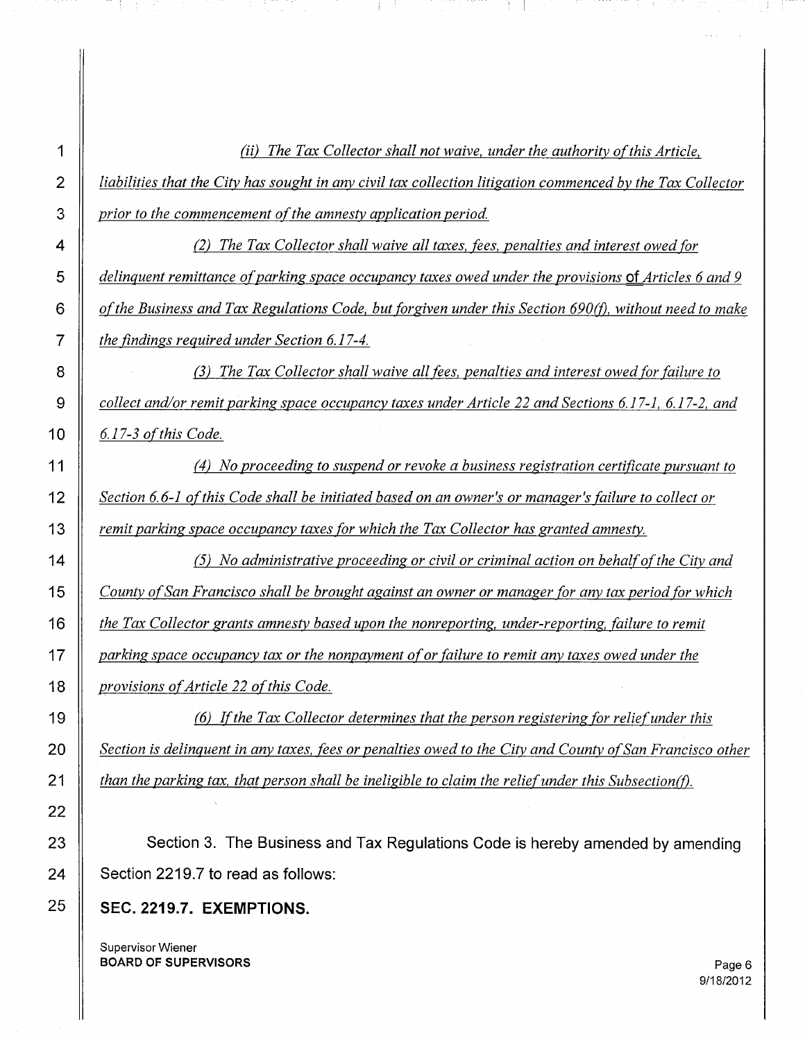*(ii) The Tax Collector shall not waive, under the authority of this Article, liabilities that the City has sought in any civil tax collection litigation commenced by the Tax Collector prior to the commencement of the amnesty application period.*

*(2) The Tax Collector shall waive all taxes, fees, penalties and interest owed for delinquent remittance of parking space occupancy taxes owed under the provisions* of *Articles 6 and 9 of the Business and Tax Regulations Code, but forgiven under this Section 690(f), without need to make the findings required under Section 6.17-4.*

*(3) The Tax Collector shall waive all fees, penalties and interest owed for failure to collect and/or remit parking space occupancy taxes under Article 22 and Sections 6.17-1, 6.17-2, and 6.17-3 of this Code.*

*(4) No proceeding to suspend or revoke a business registration certificate pursuant to Section 6.6-1 of this Code shall be initiated based on an owner's or manager's failure to collect or remit parking space occupancy taxes for which the Tax Collector has granted amnesty.*

*(5) No administrative proceeding or civil or criminal action on behalf of the City and County of San Francisco shall be brought against an owner or manager for any tax period for which the Tax Collector grants amnesty based upon the nonreporting, under-reporting, failure to remit parking space occupancy tax or the nonpayment of or failure to remit any taxes owed under the provisions of Article 22 of this Code.*

*(6) If the Tax Collector determines that the person registering for relief under this Section is delinquent in any taxes, fees or penalties owed to the City and County of San Francisco other than the parking tax, that person shall be ineligible to claim the relief under this Subsection(f).*

Section 3. The Business and Tax Regulations Code is hereby amended by amending Section 2219.7 to read as follows:

**SEC. 2219.7. EXEMPTIONS.**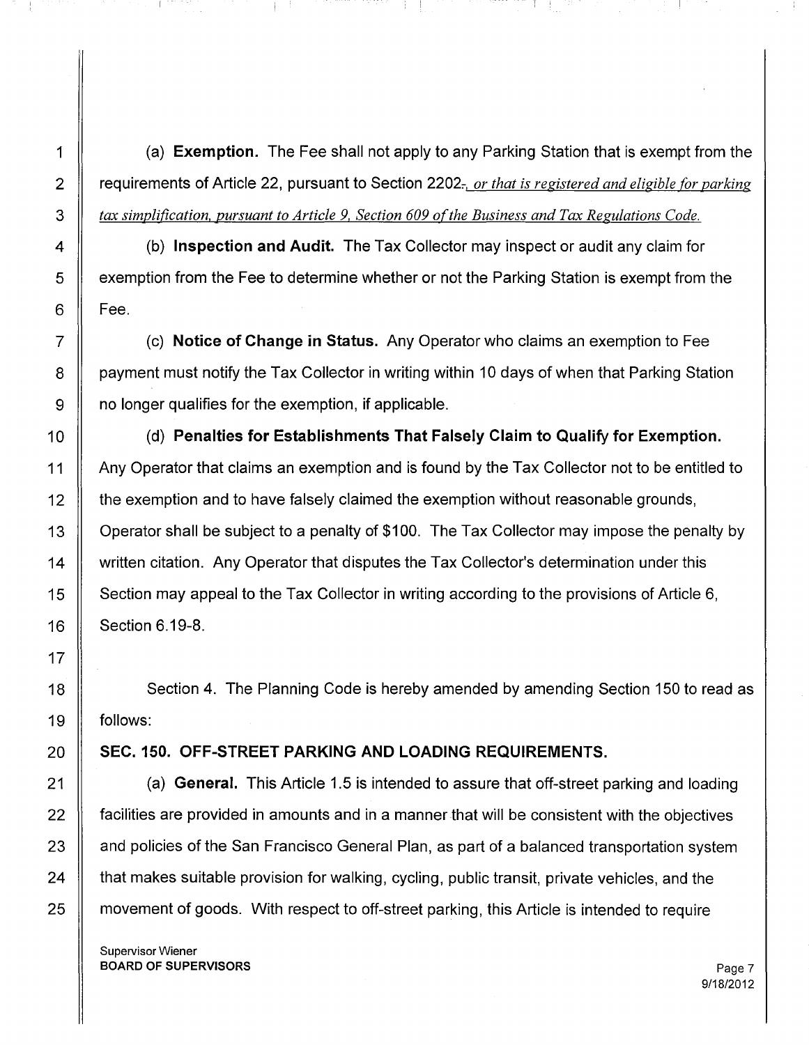(a) **Exemption.** The Fee shall not apply to any Parking Station that is exempt from the requirements of Article 22, pursuant to Section 2202., *or that is registered and eligible for parking tax simplification, pursuant to Article 9, Section 609 of the Business and Tax Regulations Code.*

(b) **Inspection and Audit.** The Tax Collector may inspect or audit any claim for exemption from the Fee to determine whether or not the Parking Station is exempt from the Fee.

(c) **Notice of Change in Status.** Any Operator who claims an exemption to Fee payment must notify the Tax Collector in writing within 10 days of when that Parking Station no longer qualifies for the exemption, if applicable.

(d) **Penalties for Establishments That Falsely Claim to Qualify for Exemption.** Any Operator that claims an exemption and is found by the Tax Collector not to be entitled to the exemption and to have falsely claimed the exemption without reasonable grounds, Operator shall be subject to a penalty of $100. The Tax Collector may impose the penalty by written citation. Any Operator that disputes the Tax Collector's determination under this Section may appeal to the Tax Collector in writing according to the provisions of Article 6, Section 6.19-8.

Section 4. The Planning Code is hereby amended by amending Section 150 to read as follows:

**SEC. 150. OFF-STREET PARKING AND LOADING REQUIREMENTS.**

(a) **General.** This Article 1.5 is intended to assure that off-street parking and loading facilities are provided in amounts and in a manner that will be consistent with the objectives and policies of the San Francisco General Plan, as part of a balanced transportation system that makes suitable provision for walking, cycling, public transit, private vehicles, and the movement of goods. With respect to off-street parking, this Article is intended to require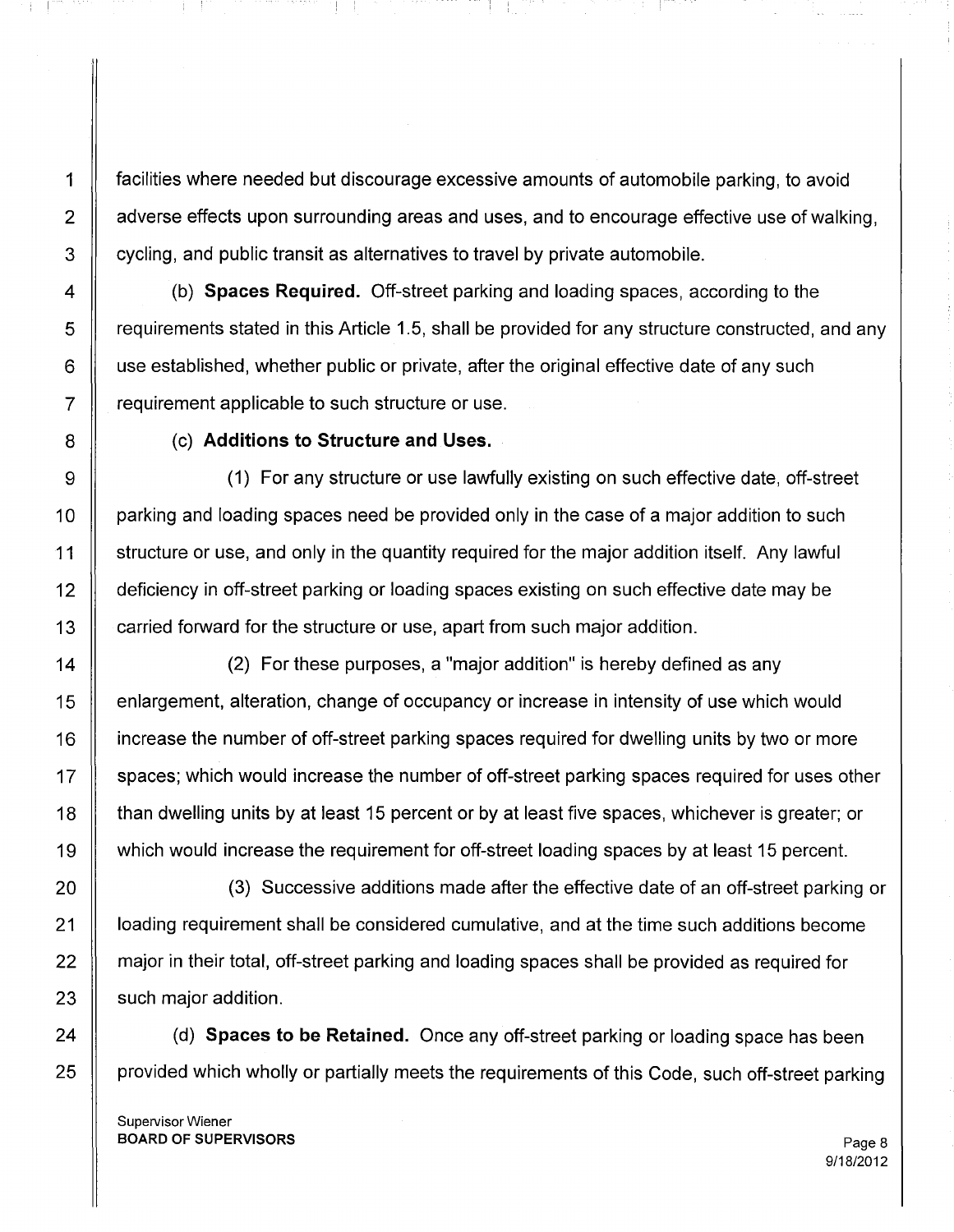facilities where needed but discourage excessive amounts of automobile parking, to avoid adverse effects upon surrounding areas and uses, and to encourage effective use of walking, cycling, and public transit as alternatives to travel by private automobile.

(b) **Spaces Required.** Off-street parking and loading spaces, according to the requirements stated in this Article 1.5, shall be provided for any structure constructed, and any use established, whether public or private, after the original effective date of any such requirement applicable to such structure or use.

(c) **Additions to Structure and Uses.**

(1) For any structure or use lawfully existing on such effective date, off-street parking and loading spaces need be provided only in the case of a major addition to such structure or use, and only in the quantity required for the major addition itself. Any lawful deficiency in off-street parking or loading spaces existing on such effective date may be carried forward for the structure or use, apart from such major addition.

(2) For these purposes, a "major addition" is hereby defined as any enlargement, alteration, change of occupancy or increase in intensity of use which would increase the number of off-street parking spaces required for dwelling units by two or more spaces; which would increase the number of off-street parking spaces required for uses other than dwelling units by at least 15 percent or by at least five spaces, whichever is greater; or which would increase the requirement for off-street loading spaces by at least 15 percent.

(3) Successive additions made after the effective date of an off-street parking or loading requirement shall be considered cumulative, and at the time such additions become major in their total, off-street parking and loading spaces shall be provided as required for such major addition.

(d) **Spaces to be Retained.** Once any off-street parking or loading space has been provided which wholly or partially meets the requirements of this Code, such off-street parking

Supervisor Wiener
**BOARD OF SUPERVISORS**

9/18/2012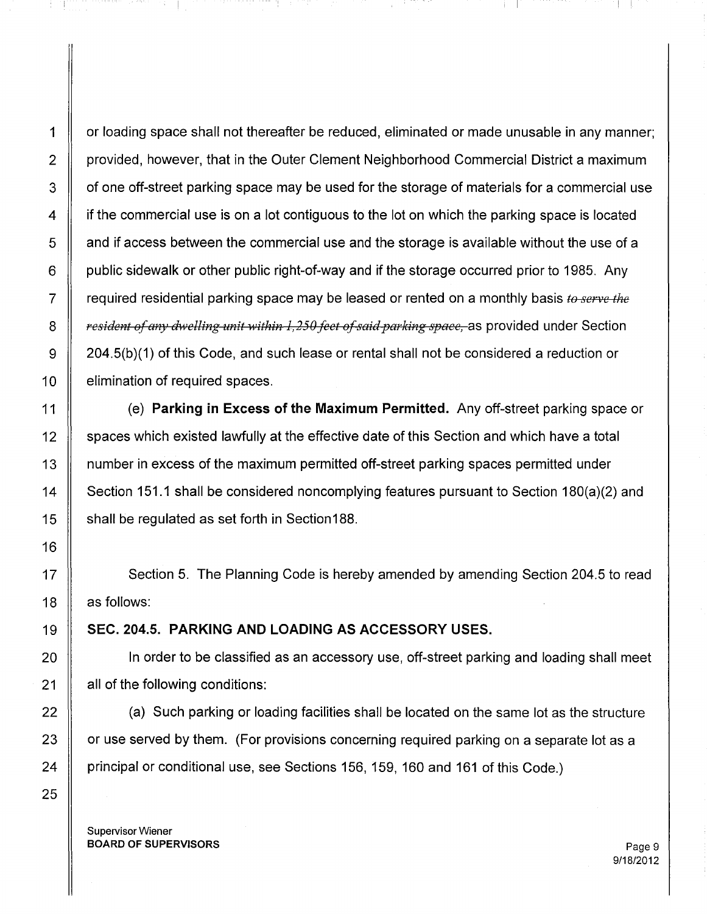or loading space shall not thereafter be reduced, eliminated or made unusable in any manner; provided, however, that in the Outer Clement Neighborhood Commercial District a maximum of one off-street parking space may be used for the storage of materials for a commercial use if the commercial use is on a lot contiguous to the lot on which the parking space is located and if access between the commercial use and the storage is available without the use of a public sidewalk or other public right-of-way and if the storage occurred prior to 1985. Any required residential parking space may be leased or rented on a monthly basis ~~*to serve the resident of any dwelling unit within 1,250 feet of said parking space,*~~ as provided under Section 204.5(b)(1) of this Code, and such lease or rental shall not be considered a reduction or elimination of required spaces.

(e) **Parking in Excess of the Maximum Permitted.** Any off-street parking space or spaces which existed lawfully at the effective date of this Section and which have a total number in excess of the maximum permitted off-street parking spaces permitted under Section 151.1 shall be considered noncomplying features pursuant to Section 180(a)(2) and shall be regulated as set forth in Section188.

Section 5. The Planning Code is hereby amended by amending Section 204.5 to read as follows:

**SEC. 204.5. PARKING AND LOADING AS ACCESSORY USES.**

In order to be classified as an accessory use, off-street parking and loading shall meet all of the following conditions:

(a) Such parking or loading facilities shall be located on the same lot as the structure or use served by them. (For provisions concerning required parking on a separate lot as a principal or conditional use, see Sections 156, 159, 160 and 161 of this Code.)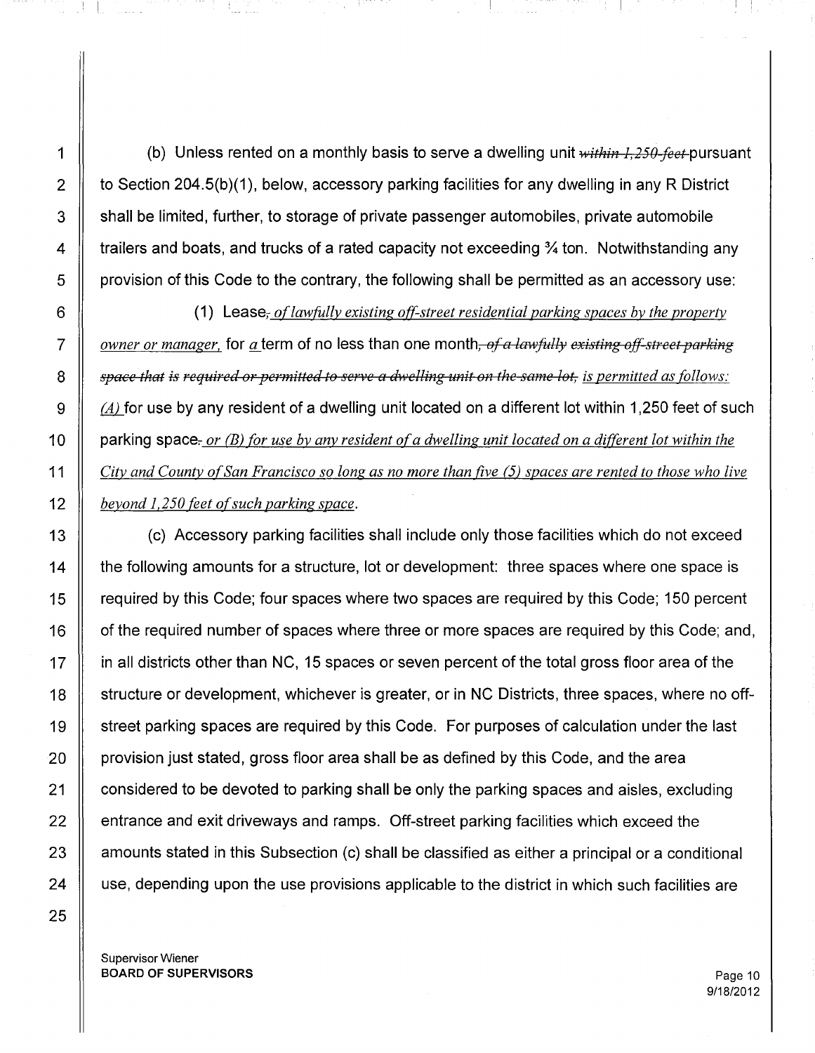(b) Unless rented on a monthly basis to serve a dwelling unit ~~within 1,250 feet~~ pursuant to Section 204.5(b)(1), below, accessory parking facilities for any dwelling in any R District shall be limited, further, to storage of private passenger automobiles, private automobile trailers and boats, and trucks of a rated capacity not exceeding ¾ ton. Notwithstanding any provision of this Code to the contrary, the following shall be permitted as an accessory use:

(1) Lease~~,~~ *of lawfully existing off-street residential parking spaces by the property owner or manager,* for *a* term of no less than one month~~, of a lawfully existing off-street parking space that is required or permitted to serve a dwelling unit on the same lot,~~ *is permitted as follows: (A)* for use by any resident of a dwelling unit located on a different lot within 1,250 feet of such parking space~~.~~ *or (B) for use by any resident of a dwelling unit located on a different lot within the City and County of San Francisco so long as no more than five (5) spaces are rented to those who live beyond 1,250 feet of such parking space.*

(c) Accessory parking facilities shall include only those facilities which do not exceed the following amounts for a structure, lot or development: three spaces where one space is required by this Code; four spaces where two spaces are required by this Code; 150 percent of the required number of spaces where three or more spaces are required by this Code; and, in all districts other than NC, 15 spaces or seven percent of the total gross floor area of the structure or development, whichever is greater, or in NC Districts, three spaces, where no off-street parking spaces are required by this Code. For purposes of calculation under the last provision just stated, gross floor area shall be as defined by this Code, and the area considered to be devoted to parking shall be only the parking spaces and aisles, excluding entrance and exit driveways and ramps. Off-street parking facilities which exceed the amounts stated in this Subsection (c) shall be classified as either a principal or a conditional use, depending upon the use provisions applicable to the district in which such facilities are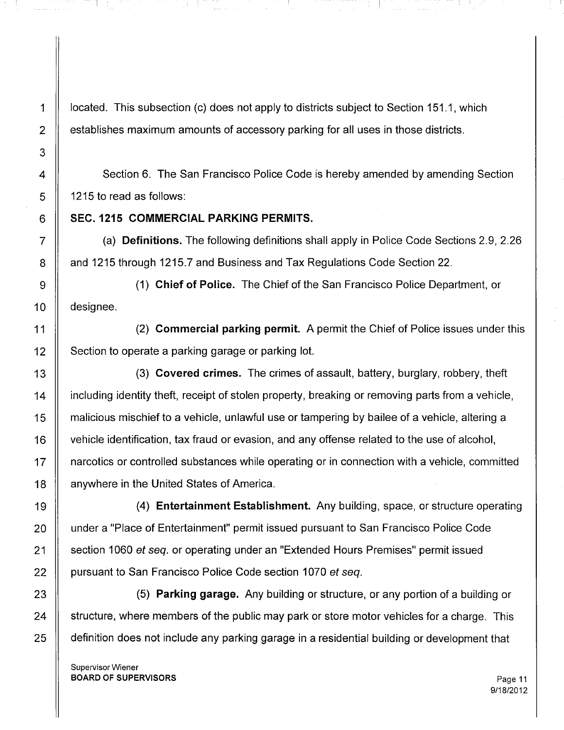located. This subsection (c) does not apply to districts subject to Section 151.1, which establishes maximum amounts of accessory parking for all uses in those districts.

Section 6. The San Francisco Police Code is hereby amended by amending Section 1215 to read as follows:

**SEC. 1215 COMMERCIAL PARKING PERMITS.**

(a) **Definitions.** The following definitions shall apply in Police Code Sections 2.9, 2.26 and 1215 through 1215.7 and Business and Tax Regulations Code Section 22.

(1) **Chief of Police.** The Chief of the San Francisco Police Department, or designee.

(2) **Commercial parking permit.** A permit the Chief of Police issues under this Section to operate a parking garage or parking lot.

(3) **Covered crimes.** The crimes of assault, battery, burglary, robbery, theft including identity theft, receipt of stolen property, breaking or removing parts from a vehicle, malicious mischief to a vehicle, unlawful use or tampering by bailee of a vehicle, altering a vehicle identification, tax fraud or evasion, and any offense related to the use of alcohol, narcotics or controlled substances while operating or in connection with a vehicle, committed anywhere in the United States of America.

(4) **Entertainment Establishment.** Any building, space, or structure operating under a "Place of Entertainment" permit issued pursuant to San Francisco Police Code section 1060 *et seq.* or operating under an "Extended Hours Premises" permit issued pursuant to San Francisco Police Code section 1070 *et seq.*

(5) **Parking garage.** Any building or structure, or any portion of a building or structure, where members of the public may park or store motor vehicles for a charge. This definition does not include any parking garage in a residential building or development that

Supervisor Wiener
BOARD OF SUPERVISORS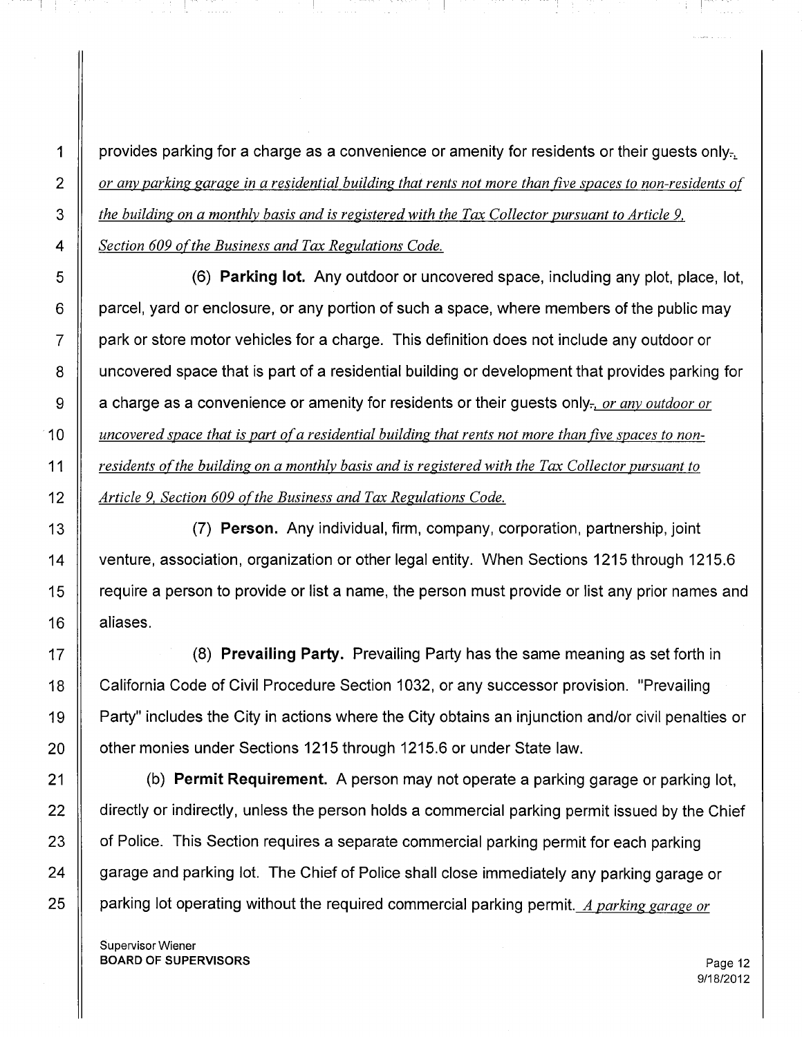provides parking for a charge as a convenience or amenity for residents or their guests only., *or any parking garage in a residential building that rents not more than five spaces to non-residents of the building on a monthly basis and is registered with the Tax Collector pursuant to Article 9, Section 609 of the Business and Tax Regulations Code.*

(6) **Parking lot.** Any outdoor or uncovered space, including any plot, place, lot, parcel, yard or enclosure, or any portion of such a space, where members of the public may park or store motor vehicles for a charge. This definition does not include any outdoor or uncovered space that is part of a residential building or development that provides parking for a charge as a convenience or amenity for residents or their guests only., *or any outdoor or uncovered space that is part of a residential building that rents not more than five spaces to non-residents of the building on a monthly basis and is registered with the Tax Collector pursuant to Article 9, Section 609 of the Business and Tax Regulations Code.*

(7) **Person.** Any individual, firm, company, corporation, partnership, joint venture, association, organization or other legal entity. When Sections 1215 through 1215.6 require a person to provide or list a name, the person must provide or list any prior names and aliases.

(8) **Prevailing Party.** Prevailing Party has the same meaning as set forth in California Code of Civil Procedure Section 1032, or any successor provision. "Prevailing Party" includes the City in actions where the City obtains an injunction and/or civil penalties or other monies under Sections 1215 through 1215.6 or under State law.

(b) **Permit Requirement.** A person may not operate a parking garage or parking lot, directly or indirectly, unless the person holds a commercial parking permit issued by the Chief of Police. This Section requires a separate commercial parking permit for each parking garage and parking lot. The Chief of Police shall close immediately any parking garage or parking lot operating without the required commercial parking permit. *A parking garage or*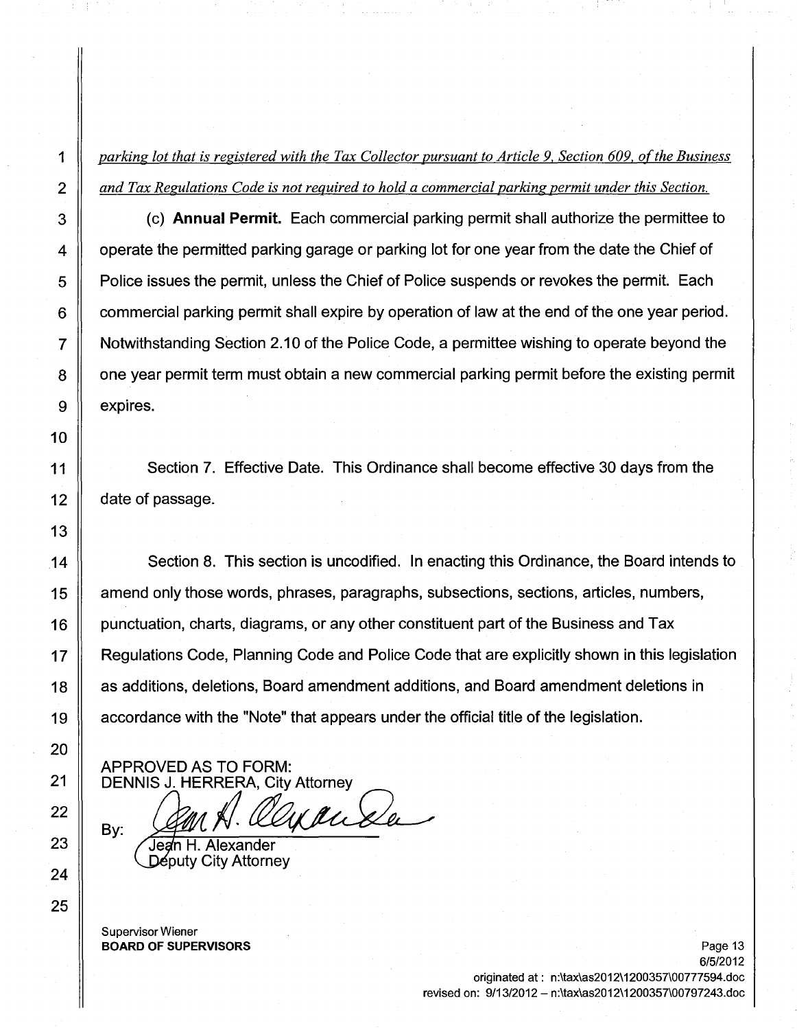*parking lot that is registered with the Tax Collector pursuant to Article 9, Section 609, of the Business and Tax Regulations Code is not required to hold a commercial parking permit under this Section.*

(c) **Annual Permit.** Each commercial parking permit shall authorize the permittee to operate the permitted parking garage or parking lot for one year from the date the Chief of Police issues the permit, unless the Chief of Police suspends or revokes the permit. Each commercial parking permit shall expire by operation of law at the end of the one year period. Notwithstanding Section 2.10 of the Police Code, a permittee wishing to operate beyond the one year permit term must obtain a new commercial parking permit before the existing permit expires.

Section 7. Effective Date. This Ordinance shall become effective 30 days from the date of passage.

Section 8. This section is uncodified. In enacting this Ordinance, the Board intends to amend only those words, phrases, paragraphs, subsections, sections, articles, numbers, punctuation, charts, diagrams, or any other constituent part of the Business and Tax Regulations Code, Planning Code and Police Code that are explicitly shown in this legislation as additions, deletions, Board amendment additions, and Board amendment deletions in accordance with the "Note" that appears under the official title of the legislation.

APPROVED AS TO FORM:
DENNIS J. HERRERA, City Attorney

By:
Jean H. Alexander
Deputy City Attorney

Supervisor Wiener
**BOARD OF SUPERVISORS**

6/5/2012
originated at : n:\tax\as2012\1200357\00777594.doc
revised on: 9/13/2012 – n:\tax\as2012\1200357\00797243.doc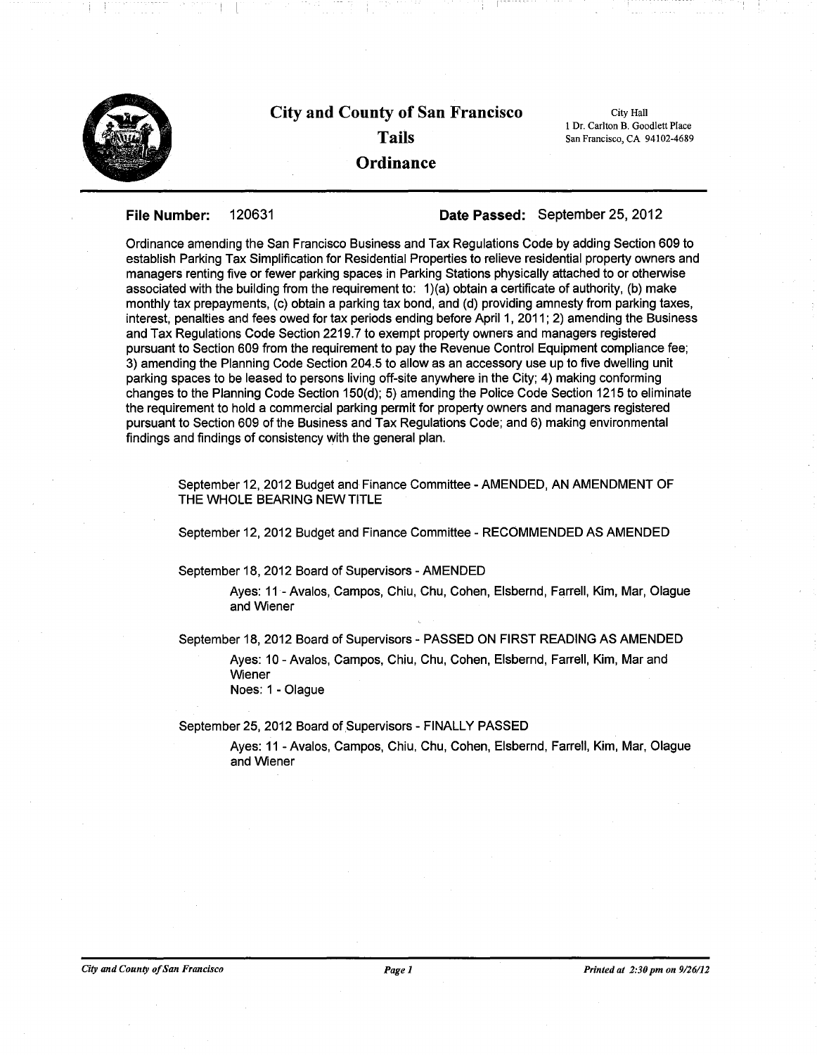# City and County of San Francisco

## Tails

## Ordinance

City Hall
1 Dr. Carlton B. Goodlett Place
San Francisco, CA 94102-4689

**File Number:** 120631 **Date Passed:** September 25, 2012

Ordinance amending the San Francisco Business and Tax Regulations Code by adding Section 609 to establish Parking Tax Simplification for Residential Properties to relieve residential property owners and managers renting five or fewer parking spaces in Parking Stations physically attached to or otherwise associated with the building from the requirement to: 1)(a) obtain a certificate of authority, (b) make monthly tax prepayments, (c) obtain a parking tax bond, and (d) providing amnesty from parking taxes, interest, penalties and fees owed for tax periods ending before April 1, 2011; 2) amending the Business and Tax Regulations Code Section 2219.7 to exempt property owners and managers registered pursuant to Section 609 from the requirement to pay the Revenue Control Equipment compliance fee; 3) amending the Planning Code Section 204.5 to allow as an accessory use up to five dwelling unit parking spaces to be leased to persons living off-site anywhere in the City; 4) making conforming changes to the Planning Code Section 150(d); 5) amending the Police Code Section 1215 to eliminate the requirement to hold a commercial parking permit for property owners and managers registered pursuant to Section 609 of the Business and Tax Regulations Code; and 6) making environmental findings and findings of consistency with the general plan.

September 12, 2012 Budget and Finance Committee - AMENDED, AN AMENDMENT OF THE WHOLE BEARING NEW TITLE

September 12, 2012 Budget and Finance Committee - RECOMMENDED AS AMENDED

September 18, 2012 Board of Supervisors - AMENDED

Ayes: 11 - Avalos, Campos, Chiu, Chu, Cohen, Elsbernd, Farrell, Kim, Mar, Olague and Wiener

September 18, 2012 Board of Supervisors - PASSED ON FIRST READING AS AMENDED

Ayes: 10 - Avalos, Campos, Chiu, Chu, Cohen, Elsbernd, Farrell, Kim, Mar and Wiener
Noes: 1 - Olague

September 25, 2012 Board of Supervisors - FINALLY PASSED

Ayes: 11 - Avalos, Campos, Chiu, Chu, Cohen, Elsbernd, Farrell, Kim, Mar, Olague and Wiener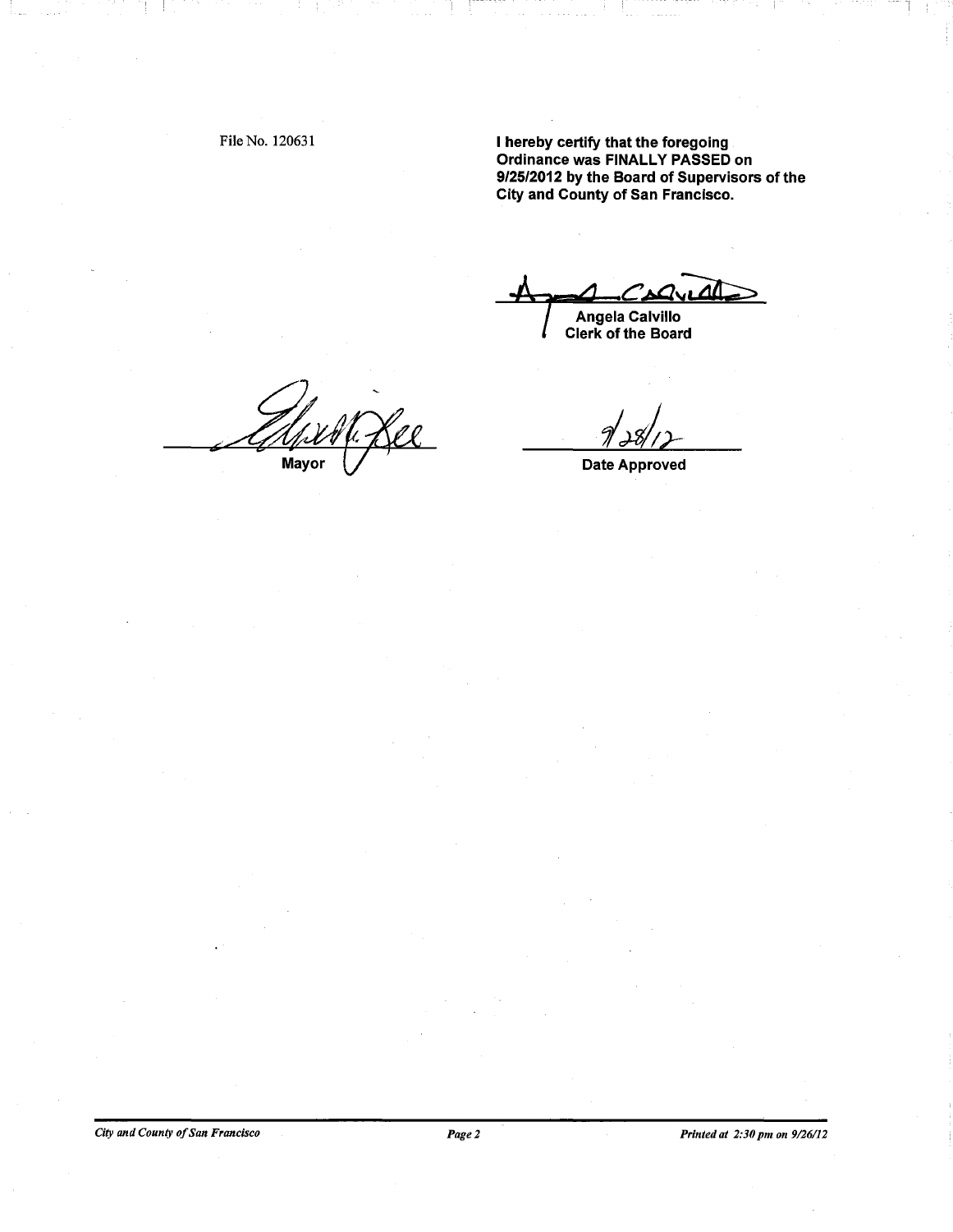File No. 120631

**I hereby certify that the foregoing Ordinance was FINALLY PASSED on 9/25/2012 by the Board of Supervisors of the City and County of San Francisco.**

**Angela Calvillo**
**Clerk of the Board**

**Mayor**

9/28/12

**Date Approved**